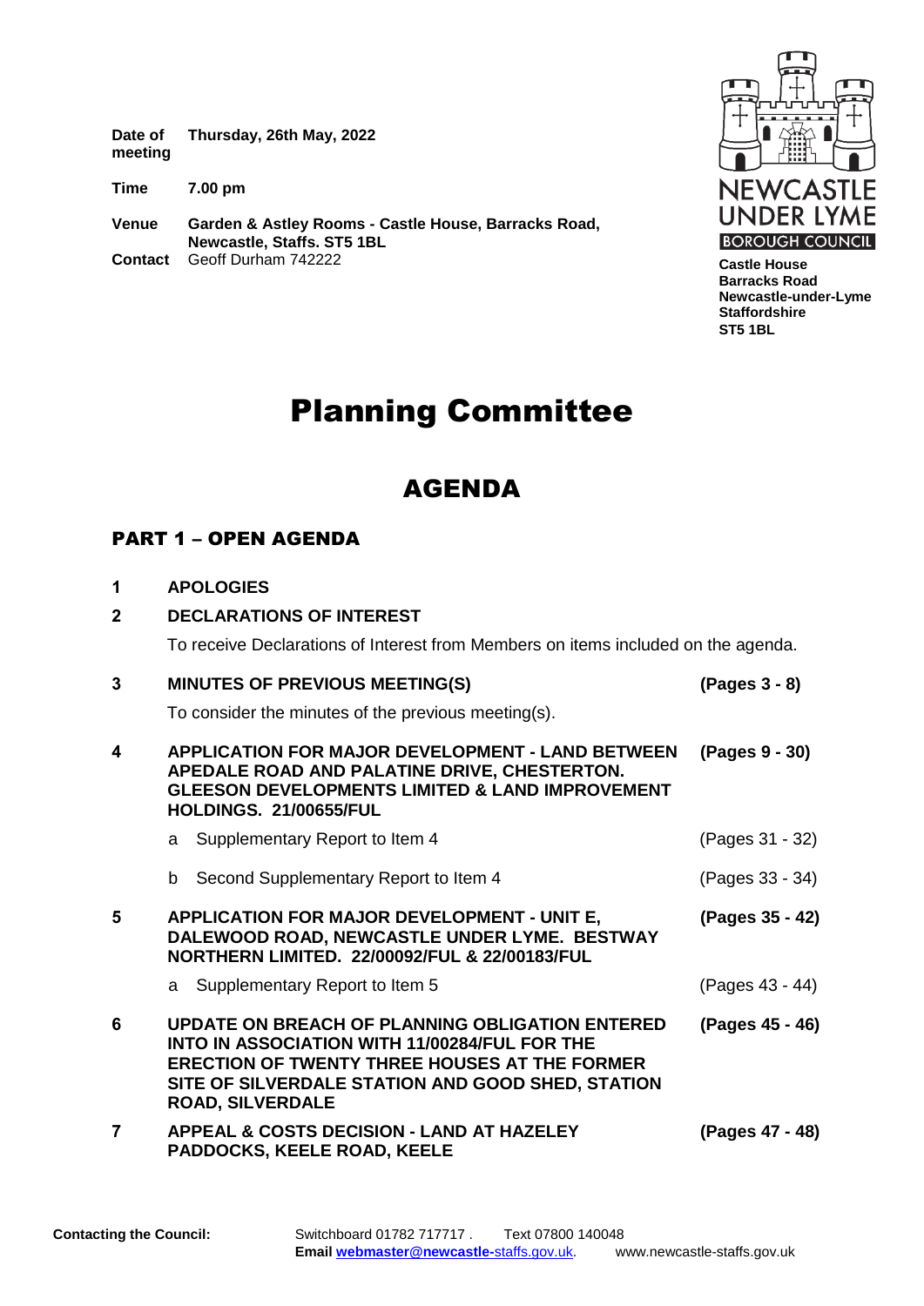**Date of meeting** **Thursday, 26th May, 2022**

**Time** **7.00 pm**

**Venue** **Garden & Astley Rooms - Castle House, Barracks Road, Newcastle, Staffs. ST5 1BL**

**Contact** Geoff Durham 742222

NEWCASTLE UNDER LYME BOROUGH COUNCIL

**Castle House**
**Barracks Road**
**Newcastle-under-Lyme**
**Staffordshire**
**ST5 1BL**

# Planning Committee

## AGENDA

### PART 1 – OPEN AGENDA

**1 APOLOGIES**

**2 DECLARATIONS OF INTEREST**

To receive Declarations of Interest from Members on items included on the agenda.

**3 MINUTES OF PREVIOUS MEETING(S)** **(Pages 3 - 8)**

To consider the minutes of the previous meeting(s).

**4 APPLICATION FOR MAJOR DEVELOPMENT - LAND BETWEEN APEDALE ROAD AND PALATINE DRIVE, CHESTERTON. GLEESON DEVELOPMENTS LIMITED & LAND IMPROVEMENT HOLDINGS. 21/00655/FUL** **(Pages 9 - 30)**

a Supplementary Report to Item 4 (Pages 31 - 32)

b Second Supplementary Report to Item 4 (Pages 33 - 34)

**5 APPLICATION FOR MAJOR DEVELOPMENT - UNIT E, DALEWOOD ROAD, NEWCASTLE UNDER LYME. BESTWAY NORTHERN LIMITED. 22/00092/FUL & 22/00183/FUL** **(Pages 35 - 42)**

a Supplementary Report to Item 5 (Pages 43 - 44)

**6 UPDATE ON BREACH OF PLANNING OBLIGATION ENTERED INTO IN ASSOCIATION WITH 11/00284/FUL FOR THE ERECTION OF TWENTY THREE HOUSES AT THE FORMER SITE OF SILVERDALE STATION AND GOOD SHED, STATION ROAD, SILVERDALE** **(Pages 45 - 46)**

**7 APPEAL & COSTS DECISION - LAND AT HAZELEY PADDOCKS, KEELE ROAD, KEELE** **(Pages 47 - 48)**

**Contacting the Council:** Switchboard 01782 717717 . Text 07800 140048
**Email** webmaster@newcastle-staffs.gov.uk. www.newcastle-staffs.gov.uk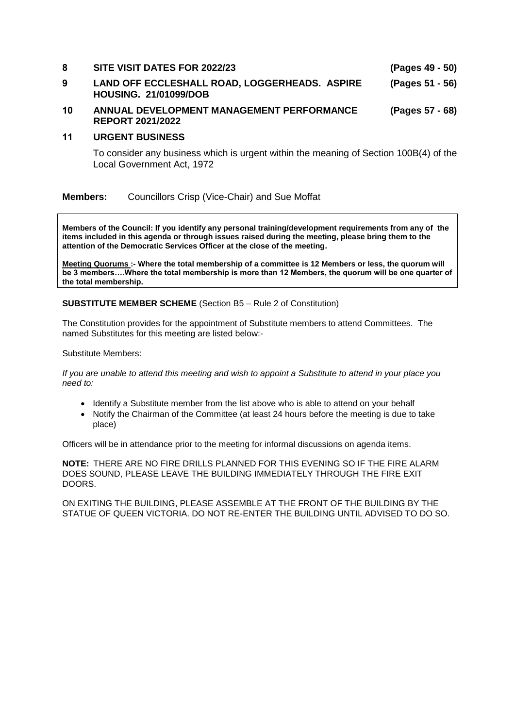| | | |
|---|---|---|
| **8** | **SITE VISIT DATES FOR 2022/23** | **(Pages 49 - 50)** |
| **9** | **LAND OFF ECCLESHALL ROAD, LOGGERHEADS. ASPIRE HOUSING. 21/01099/DOB** | **(Pages 51 - 56)** |
| **10** | **ANNUAL DEVELOPMENT MANAGEMENT PERFORMANCE REPORT 2021/2022** | **(Pages 57 - 68)** |
| **11** | **URGENT BUSINESS** | |

To consider any business which is urgent within the meaning of Section 100B(4) of the Local Government Act, 1972

**Members:** Councillors Crisp (Vice-Chair) and Sue Moffat

**Members of the Council: If you identify any personal training/development requirements from any of the items included in this agenda or through issues raised during the meeting, please bring them to the attention of the Democratic Services Officer at the close of the meeting.**

**Meeting Quorums :- Where the total membership of a committee is 12 Members or less, the quorum will be 3 members….Where the total membership is more than 12 Members, the quorum will be one quarter of the total membership.**

**SUBSTITUTE MEMBER SCHEME** (Section B5 – Rule 2 of Constitution)

The Constitution provides for the appointment of Substitute members to attend Committees. The named Substitutes for this meeting are listed below:-

Substitute Members:

*If you are unable to attend this meeting and wish to appoint a Substitute to attend in your place you need to:*

- Identify a Substitute member from the list above who is able to attend on your behalf
- Notify the Chairman of the Committee (at least 24 hours before the meeting is due to take place)

Officers will be in attendance prior to the meeting for informal discussions on agenda items.

**NOTE:** THERE ARE NO FIRE DRILLS PLANNED FOR THIS EVENING SO IF THE FIRE ALARM DOES SOUND, PLEASE LEAVE THE BUILDING IMMEDIATELY THROUGH THE FIRE EXIT DOORS.

ON EXITING THE BUILDING, PLEASE ASSEMBLE AT THE FRONT OF THE BUILDING BY THE STATUE OF QUEEN VICTORIA. DO NOT RE-ENTER THE BUILDING UNTIL ADVISED TO DO SO.